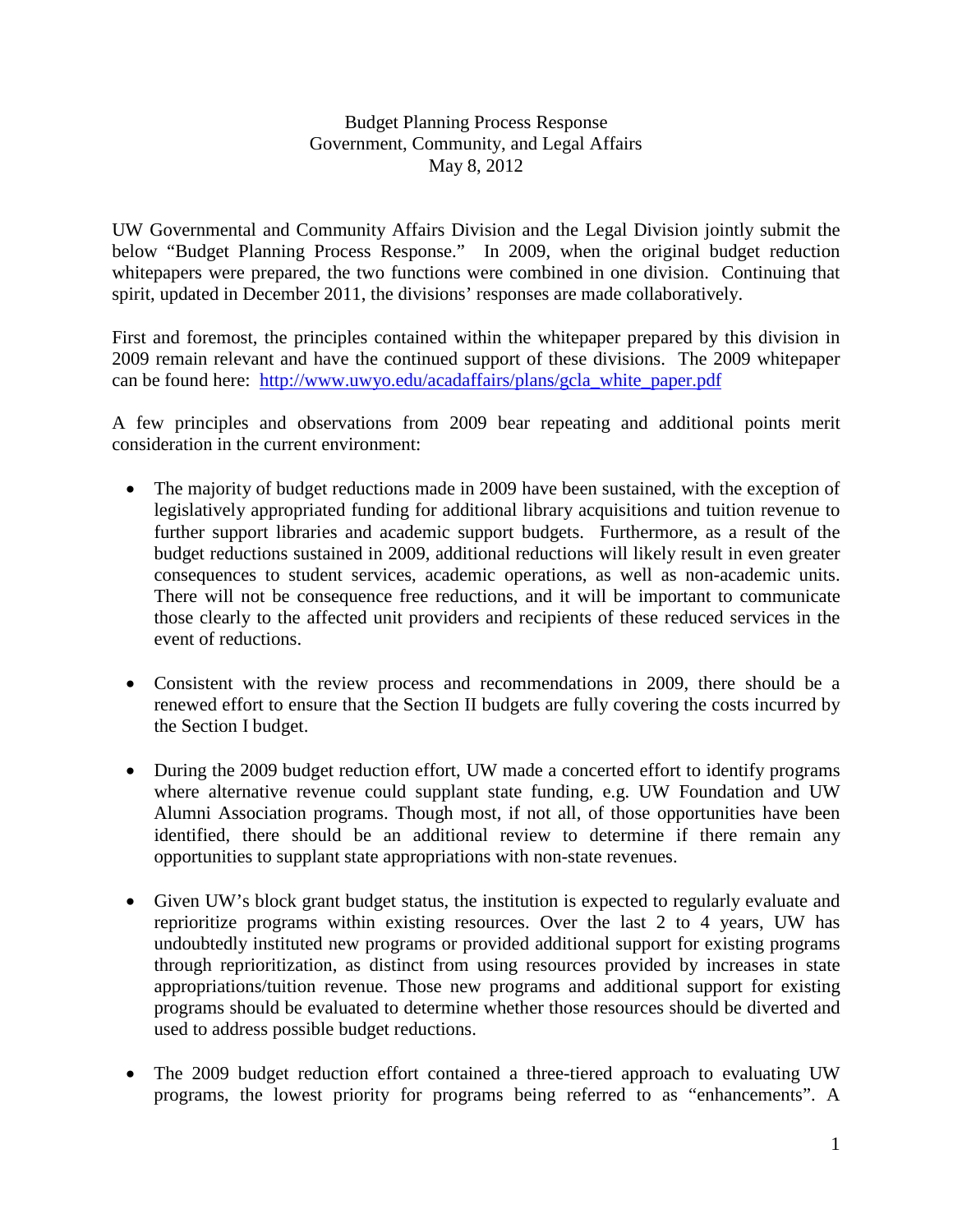Budget Planning Process Response
Government, Community, and Legal Affairs
May 8, 2012

UW Governmental and Community Affairs Division and the Legal Division jointly submit the below "Budget Planning Process Response." In 2009, when the original budget reduction whitepapers were prepared, the two functions were combined in one division. Continuing that spirit, updated in December 2011, the divisions' responses are made collaboratively.

First and foremost, the principles contained within the whitepaper prepared by this division in 2009 remain relevant and have the continued support of these divisions. The 2009 whitepaper can be found here: [http://www.uwyo.edu/acadaffairs/plans/gcla_white_paper.pdf](http://www.uwyo.edu/acadaffairs/plans/gcla_white_paper.pdf)

A few principles and observations from 2009 bear repeating and additional points merit consideration in the current environment:

- The majority of budget reductions made in 2009 have been sustained, with the exception of legislatively appropriated funding for additional library acquisitions and tuition revenue to further support libraries and academic support budgets. Furthermore, as a result of the budget reductions sustained in 2009, additional reductions will likely result in even greater consequences to student services, academic operations, as well as non-academic units. There will not be consequence free reductions, and it will be important to communicate those clearly to the affected unit providers and recipients of these reduced services in the event of reductions.

- Consistent with the review process and recommendations in 2009, there should be a renewed effort to ensure that the Section II budgets are fully covering the costs incurred by the Section I budget.

- During the 2009 budget reduction effort, UW made a concerted effort to identify programs where alternative revenue could supplant state funding, e.g. UW Foundation and UW Alumni Association programs. Though most, if not all, of those opportunities have been identified, there should be an additional review to determine if there remain any opportunities to supplant state appropriations with non-state revenues.

- Given UW's block grant budget status, the institution is expected to regularly evaluate and reprioritize programs within existing resources. Over the last 2 to 4 years, UW has undoubtedly instituted new programs or provided additional support for existing programs through reprioritization, as distinct from using resources provided by increases in state appropriations/tuition revenue. Those new programs and additional support for existing programs should be evaluated to determine whether those resources should be diverted and used to address possible budget reductions.

- The 2009 budget reduction effort contained a three-tiered approach to evaluating UW programs, the lowest priority for programs being referred to as "enhancements". A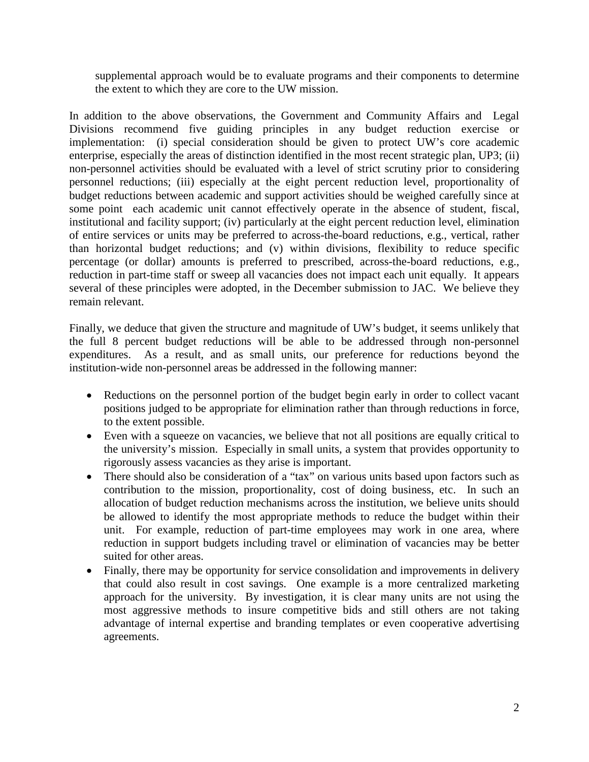supplemental approach would be to evaluate programs and their components to determine the extent to which they are core to the UW mission.

In addition to the above observations, the Government and Community Affairs and Legal Divisions recommend five guiding principles in any budget reduction exercise or implementation: (i) special consideration should be given to protect UW's core academic enterprise, especially the areas of distinction identified in the most recent strategic plan, UP3; (ii) non-personnel activities should be evaluated with a level of strict scrutiny prior to considering personnel reductions; (iii) especially at the eight percent reduction level, proportionality of budget reductions between academic and support activities should be weighed carefully since at some point each academic unit cannot effectively operate in the absence of student, fiscal, institutional and facility support; (iv) particularly at the eight percent reduction level, elimination of entire services or units may be preferred to across-the-board reductions, e.g., vertical, rather than horizontal budget reductions; and (v) within divisions, flexibility to reduce specific percentage (or dollar) amounts is preferred to prescribed, across-the-board reductions, e.g., reduction in part-time staff or sweep all vacancies does not impact each unit equally. It appears several of these principles were adopted, in the December submission to JAC. We believe they remain relevant.

Finally, we deduce that given the structure and magnitude of UW's budget, it seems unlikely that the full 8 percent budget reductions will be able to be addressed through non-personnel expenditures. As a result, and as small units, our preference for reductions beyond the institution-wide non-personnel areas be addressed in the following manner:

- Reductions on the personnel portion of the budget begin early in order to collect vacant positions judged to be appropriate for elimination rather than through reductions in force, to the extent possible.
- Even with a squeeze on vacancies, we believe that not all positions are equally critical to the university's mission. Especially in small units, a system that provides opportunity to rigorously assess vacancies as they arise is important.
- There should also be consideration of a "tax" on various units based upon factors such as contribution to the mission, proportionality, cost of doing business, etc. In such an allocation of budget reduction mechanisms across the institution, we believe units should be allowed to identify the most appropriate methods to reduce the budget within their unit. For example, reduction of part-time employees may work in one area, where reduction in support budgets including travel or elimination of vacancies may be better suited for other areas.
- Finally, there may be opportunity for service consolidation and improvements in delivery that could also result in cost savings. One example is a more centralized marketing approach for the university. By investigation, it is clear many units are not using the most aggressive methods to insure competitive bids and still others are not taking advantage of internal expertise and branding templates or even cooperative advertising agreements.